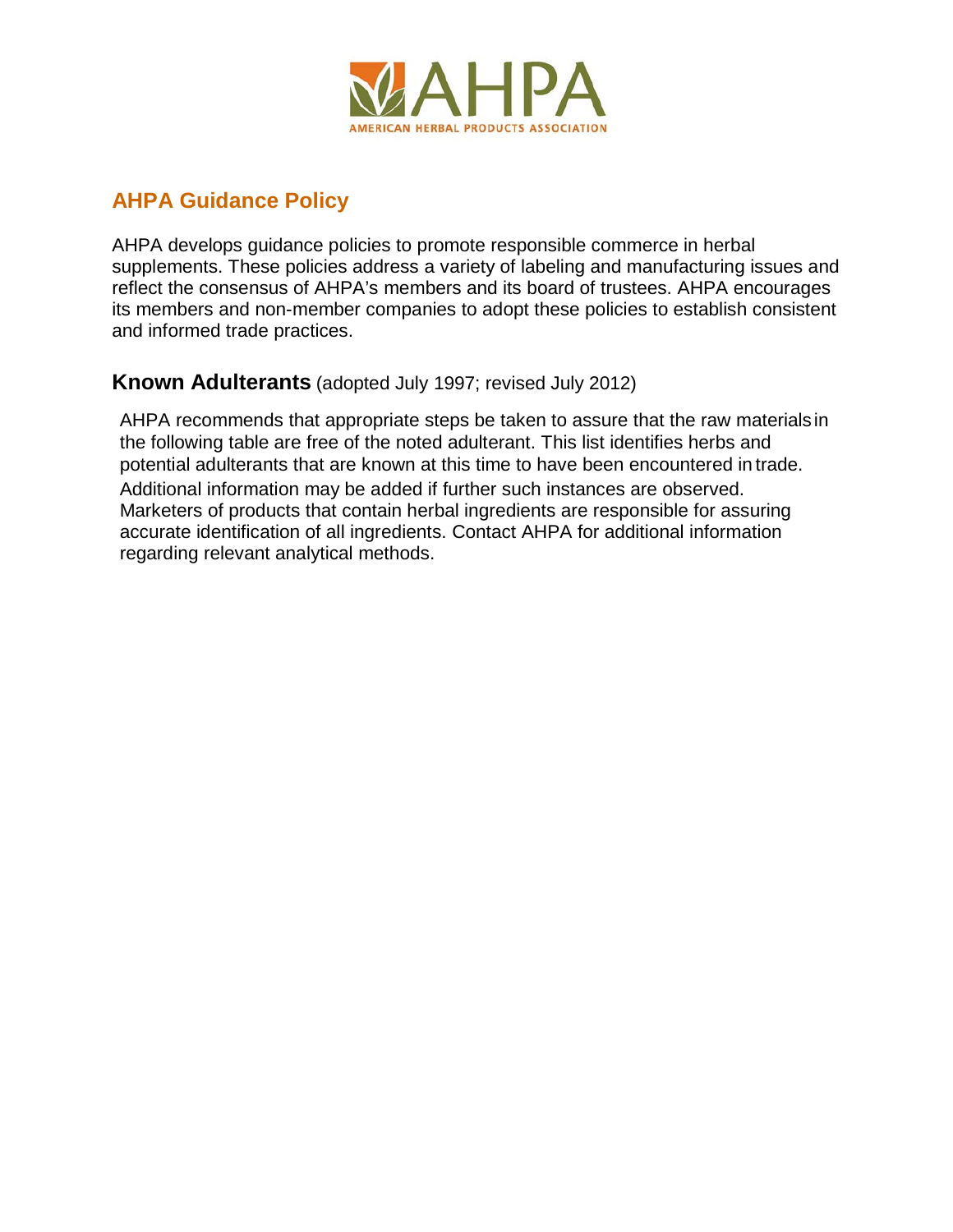AMERICAN HERBAL PRODUCTS ASSOCIATION

## AHPA Guidance Policy

AHPA develops guidance policies to promote responsible commerce in herbal supplements. These policies address a variety of labeling and manufacturing issues and reflect the consensus of AHPA's members and its board of trustees. AHPA encourages its members and non-member companies to adopt these policies to establish consistent and informed trade practices.

### **Known Adulterants** (adopted July 1997; revised July 2012)

AHPA recommends that appropriate steps be taken to assure that the raw materials in the following table are free of the noted adulterant. This list identifies herbs and potential adulterants that are known at this time to have been encountered in trade. Additional information may be added if further such instances are observed. Marketers of products that contain herbal ingredients are responsible for assuring accurate identification of all ingredients. Contact AHPA for additional information regarding relevant analytical methods.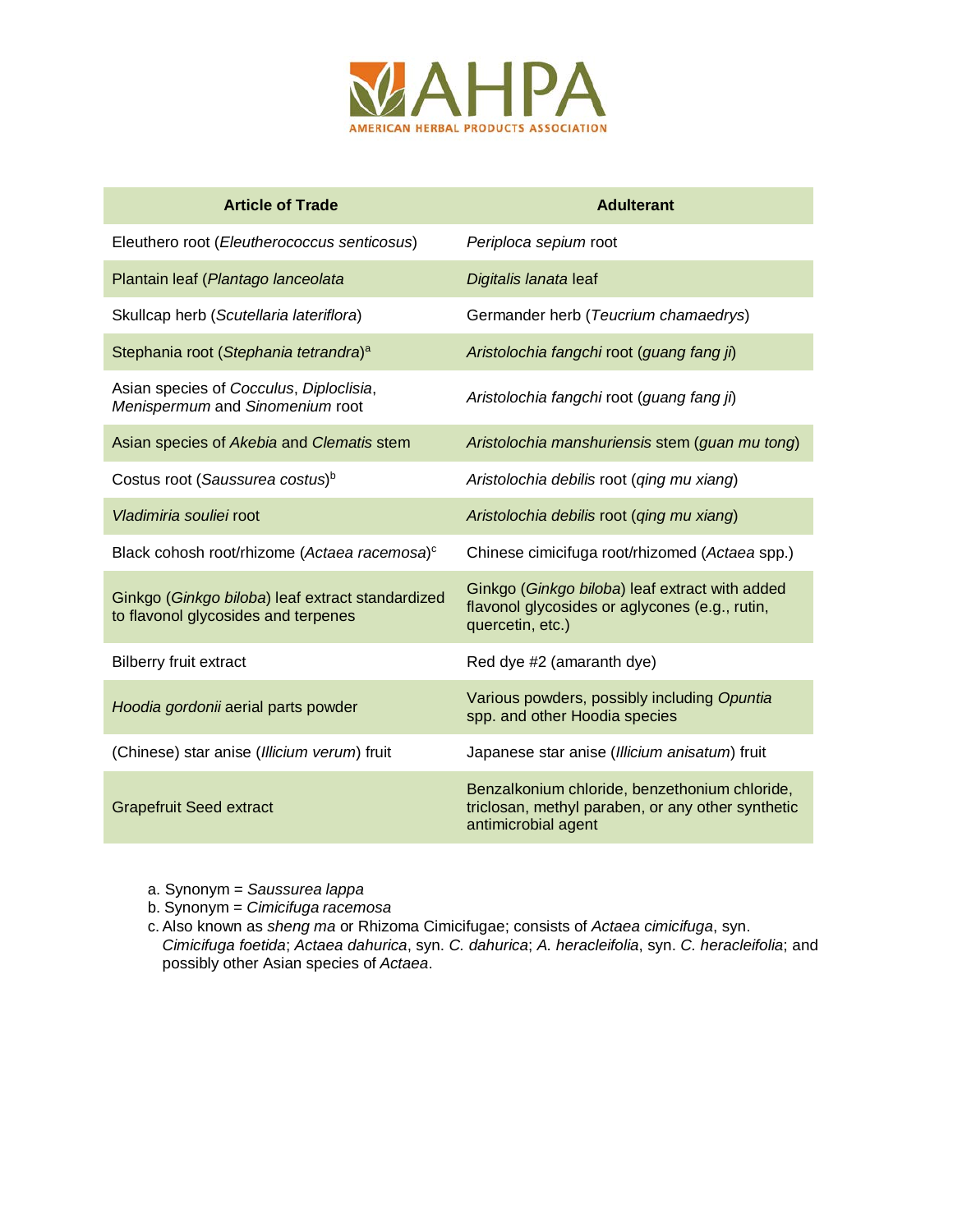| Article of Trade | Adulterant |
|---|---|
| Eleuthero root (*Eleutherococcus senticosus*) | *Periploca sepium* root |
| Plantain leaf (*Plantago lanceolata* | *Digitalis lanata* leaf |
| Skullcap herb (*Scutellaria lateriflora*) | Germander herb (*Teucrium chamaedrys*) |
| Stephania root (*Stephania tetrandra*)[a] | *Aristolochia fangchi* root (*guang fang ji*) |
| Asian species of *Cocculus*, *Diploclisia*, *Menispermum* and *Sinomenium* root | *Aristolochia fangchi* root (*guang fang ji*) |
| Asian species of *Akebia* and *Clematis* stem | *Aristolochia manshuriensis* stem (*guan mu tong*) |
| Costus root (*Saussurea costus*)[b] | *Aristolochia debilis* root (*qing mu xiang*) |
| *Vladimiria souliei* root | *Aristolochia debilis* root (*qing mu xiang*) |
| Black cohosh root/rhizome (*Actaea racemosa*)[c] | Chinese cimicifuga root/rhizomed (*Actaea* spp.) |
| Ginkgo (*Ginkgo biloba*) leaf extract standardized to flavonol glycosides and terpenes | Ginkgo (*Ginkgo biloba*) leaf extract with added flavonol glycosides or aglycones (e.g., rutin, quercetin, etc.) |
| Bilberry fruit extract | Red dye #2 (amaranth dye) |
| *Hoodia gordonii* aerial parts powder | Various powders, possibly including *Opuntia* spp. and other Hoodia species |
| (Chinese) star anise (*Illicium verum*) fruit | Japanese star anise (*Illicium anisatum*) fruit |
| Grapefruit Seed extract | Benzalkonium chloride, benzethonium chloride, triclosan, methyl paraben, or any other synthetic antimicrobial agent |

a. Synonym = *Saussurea lappa*
b. Synonym = *Cimicifuga racemosa*
c. Also known as *sheng ma* or Rhizoma Cimicifugae; consists of *Actaea cimicifuga*, syn. *Cimicifuga foetida*; *Actaea dahurica*, syn. *C. dahurica*; *A. heracleifolia*, syn. *C. heracleifolia*; and possibly other Asian species of *Actaea*.